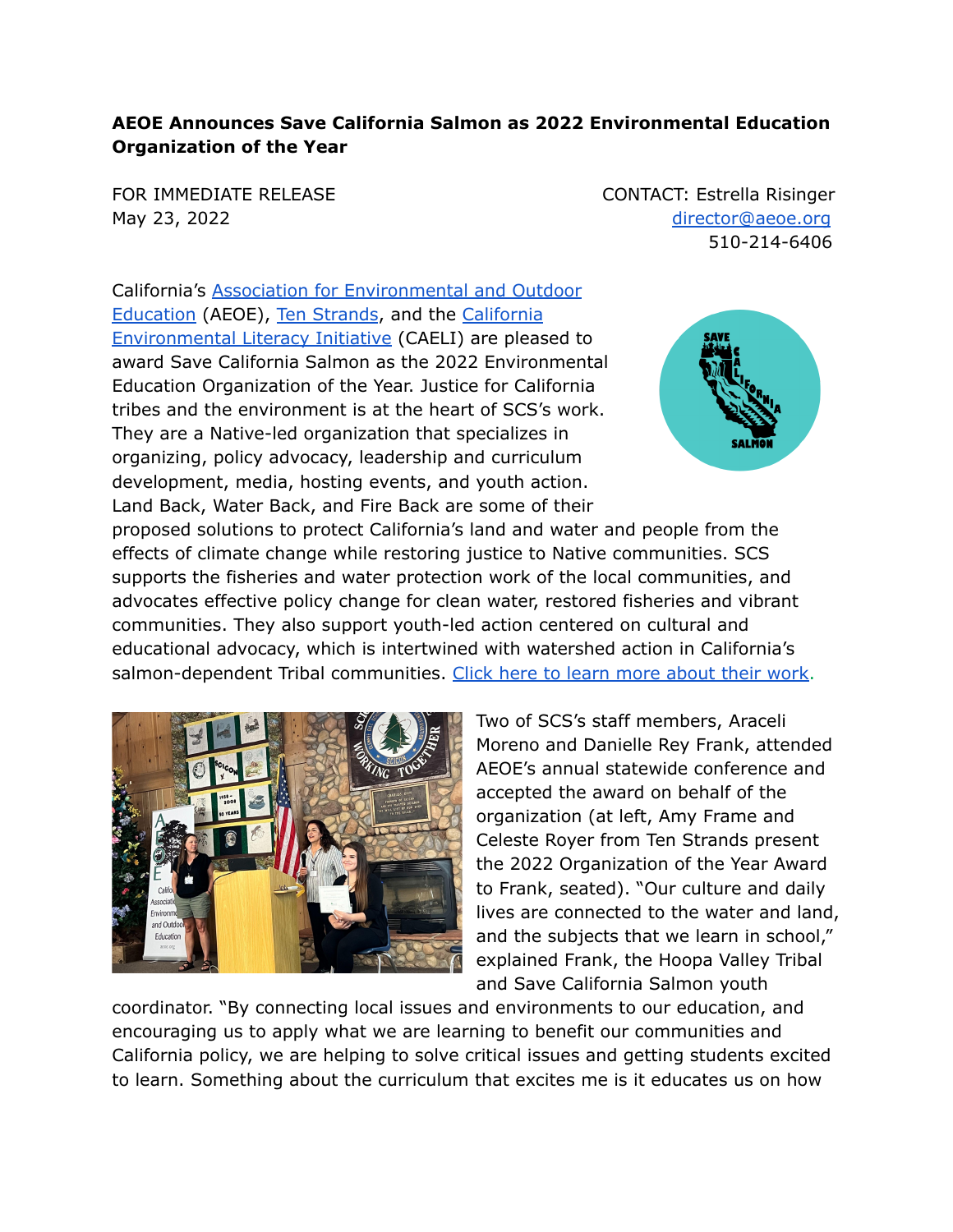**AEOE Announces Save California Salmon as 2022 Environmental Education Organization of the Year**

FOR IMMEDIATE RELEASE
May 23, 2022

CONTACT: Estrella Risinger
[director@aeoe.org](mailto:director@aeoe.org)
510-214-6406

California's [Association for Environmental and Outdoor Education](#) (AEOE), [Ten Strands](#), and the [California Environmental Literacy Initiative](#) (CAELI) are pleased to award Save California Salmon as the 2022 Environmental Education Organization of the Year. Justice for California tribes and the environment is at the heart of SCS's work. They are a Native-led organization that specializes in organizing, policy advocacy, leadership and curriculum development, media, hosting events, and youth action. Land Back, Water Back, and Fire Back are some of their proposed solutions to protect California's land and water and people from the effects of climate change while restoring justice to Native communities. SCS supports the fisheries and water protection work of the local communities, and advocates effective policy change for clean water, restored fisheries and vibrant communities. They also support youth-led action centered on cultural and educational advocacy, which is intertwined with watershed action in California's salmon-dependent Tribal communities. [Click here to learn more about their work.](#)

Two of SCS's staff members, Araceli Moreno and Danielle Rey Frank, attended AEOE's annual statewide conference and accepted the award on behalf of the organization (at left, Amy Frame and Celeste Royer from Ten Strands present the 2022 Organization of the Year Award to Frank, seated). "Our culture and daily lives are connected to the water and land, and the subjects that we learn in school," explained Frank, the Hoopa Valley Tribal and Save California Salmon youth coordinator. "By connecting local issues and environments to our education, and encouraging us to apply what we are learning to benefit our communities and California policy, we are helping to solve critical issues and getting students excited to learn. Something about the curriculum that excites me is it educates us on how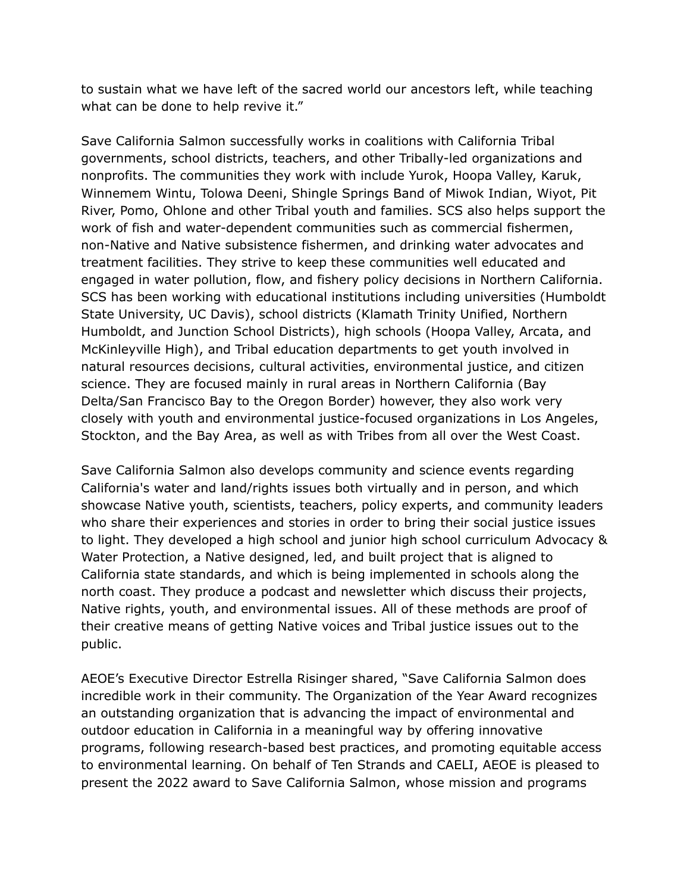to sustain what we have left of the sacred world our ancestors left, while teaching what can be done to help revive it."

Save California Salmon successfully works in coalitions with California Tribal governments, school districts, teachers, and other Tribally-led organizations and nonprofits. The communities they work with include Yurok, Hoopa Valley, Karuk, Winnemem Wintu, Tolowa Deeni, Shingle Springs Band of Miwok Indian, Wiyot, Pit River, Pomo, Ohlone and other Tribal youth and families. SCS also helps support the work of fish and water-dependent communities such as commercial fishermen, non-Native and Native subsistence fishermen, and drinking water advocates and treatment facilities. They strive to keep these communities well educated and engaged in water pollution, flow, and fishery policy decisions in Northern California. SCS has been working with educational institutions including universities (Humboldt State University, UC Davis), school districts (Klamath Trinity Unified, Northern Humboldt, and Junction School Districts), high schools (Hoopa Valley, Arcata, and McKinleyville High), and Tribal education departments to get youth involved in natural resources decisions, cultural activities, environmental justice, and citizen science. They are focused mainly in rural areas in Northern California (Bay Delta/San Francisco Bay to the Oregon Border) however, they also work very closely with youth and environmental justice-focused organizations in Los Angeles, Stockton, and the Bay Area, as well as with Tribes from all over the West Coast.

Save California Salmon also develops community and science events regarding California's water and land/rights issues both virtually and in person, and which showcase Native youth, scientists, teachers, policy experts, and community leaders who share their experiences and stories in order to bring their social justice issues to light. They developed a high school and junior high school curriculum Advocacy & Water Protection, a Native designed, led, and built project that is aligned to California state standards, and which is being implemented in schools along the north coast. They produce a podcast and newsletter which discuss their projects, Native rights, youth, and environmental issues. All of these methods are proof of their creative means of getting Native voices and Tribal justice issues out to the public.

AEOE's Executive Director Estrella Risinger shared, "Save California Salmon does incredible work in their community. The Organization of the Year Award recognizes an outstanding organization that is advancing the impact of environmental and outdoor education in California in a meaningful way by offering innovative programs, following research-based best practices, and promoting equitable access to environmental learning. On behalf of Ten Strands and CAELI, AEOE is pleased to present the 2022 award to Save California Salmon, whose mission and programs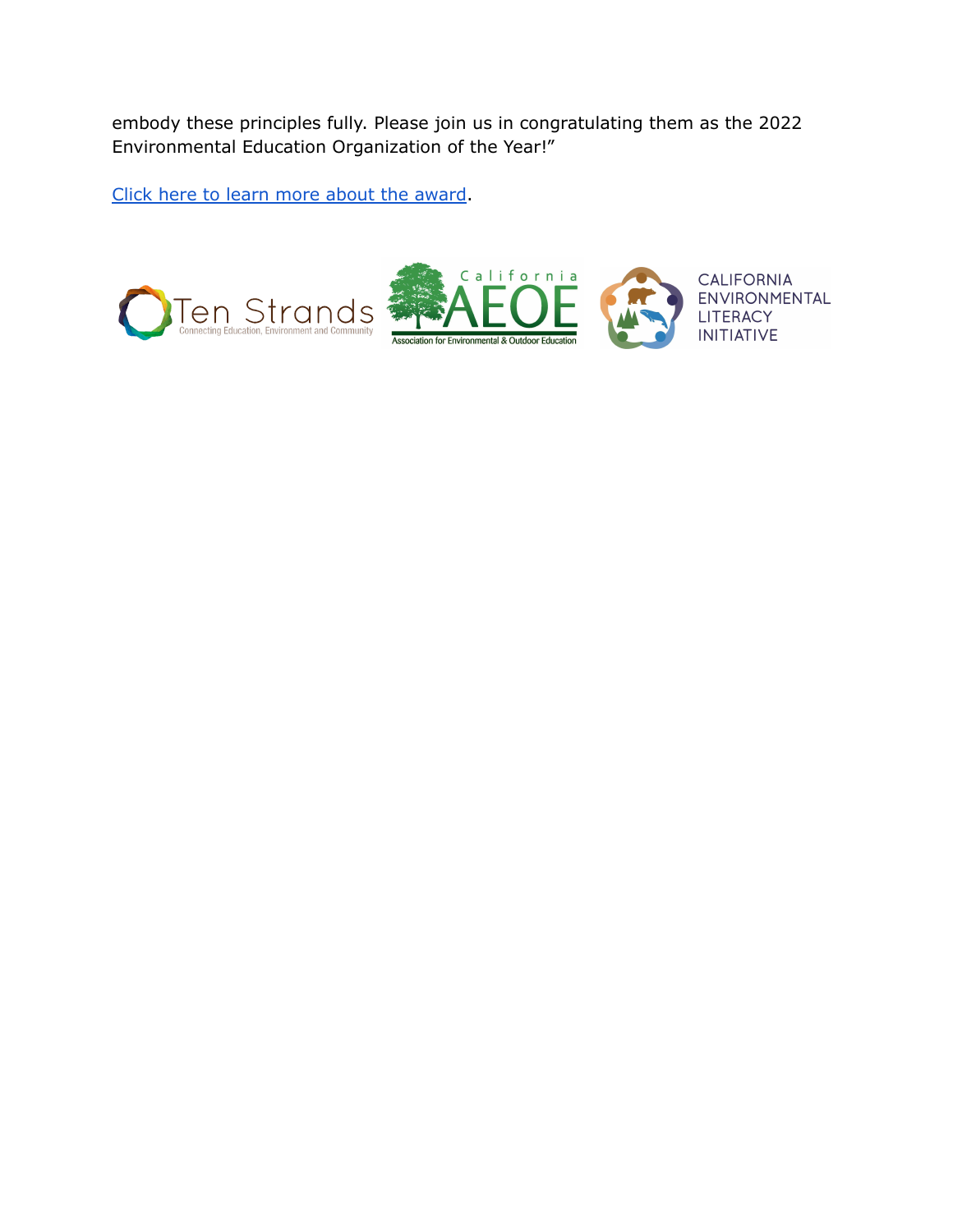embody these principles fully. Please join us in congratulating them as the 2022 Environmental Education Organization of the Year!"

Click here to learn more about the award.